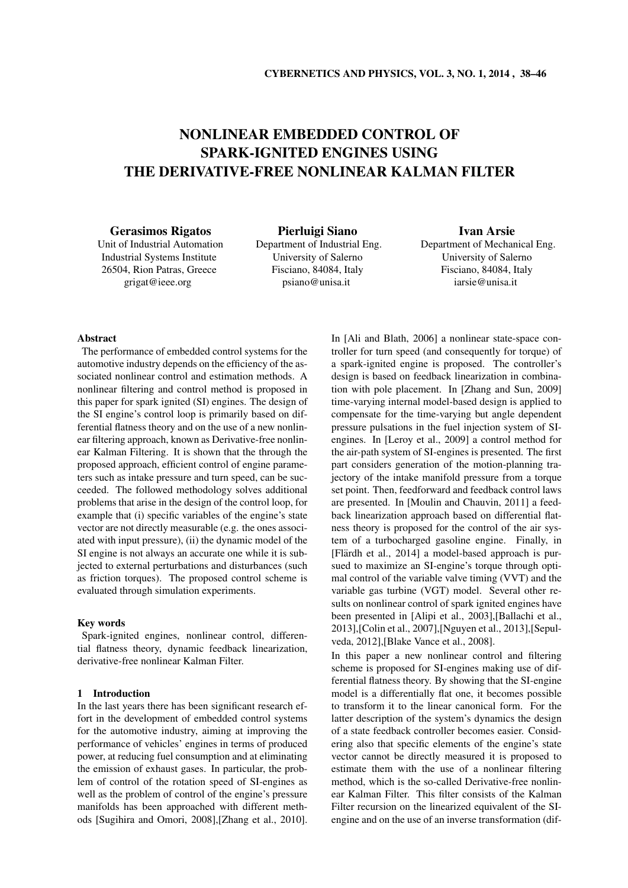# NONLINEAR EMBEDDED CONTROL OF SPARK-IGNITED ENGINES USING THE DERIVATIVE-FREE NONLINEAR KALMAN FILTER

**Gerasimos Rigatos**
Unit of Industrial Automation
Industrial Systems Institute
26504, Rion Patras, Greece
grigat@ieee.org

**Pierluigi Siano**
Department of Industrial Eng.
University of Salerno
Fisciano, 84084, Italy
psiano@unisa.it

**Ivan Arsie**
Department of Mechanical Eng.
University of Salerno
Fisciano, 84084, Italy
iarsie@unisa.it

### Abstract

The performance of embedded control systems for the automotive industry depends on the efficiency of the associated nonlinear control and estimation methods. A nonlinear filtering and control method is proposed in this paper for spark ignited (SI) engines. The design of the SI engine's control loop is primarily based on differential flatness theory and on the use of a new nonlinear filtering approach, known as Derivative-free nonlinear Kalman Filtering. It is shown that the through the proposed approach, efficient control of engine parameters such as intake pressure and turn speed, can be succeeded. The followed methodology solves additional problems that arise in the design of the control loop, for example that (i) specific variables of the engine's state vector are not directly measurable (e.g. the ones associated with input pressure), (ii) the dynamic model of the SI engine is not always an accurate one while it is subjected to external perturbations and disturbances (such as friction torques). The proposed control scheme is evaluated through simulation experiments.

### Key words

Spark-ignited engines, nonlinear control, differential flatness theory, dynamic feedback linearization, derivative-free nonlinear Kalman Filter.

## 1 Introduction

In the last years there has been significant research effort in the development of embedded control systems for the automotive industry, aiming at improving the performance of vehicles' engines in terms of produced power, at reducing fuel consumption and at eliminating the emission of exhaust gases. In particular, the problem of control of the rotation speed of SI-engines as well as the problem of control of the engine's pressure manifolds has been approached with different methods [Sugihira and Omori, 2008],[Zhang et al., 2010]. In [Ali and Blath, 2006] a nonlinear state-space controller for turn speed (and consequently for torque) of a spark-ignited engine is proposed. The controller's design is based on feedback linearization in combination with pole placement. In [Zhang and Sun, 2009] time-varying internal model-based design is applied to compensate for the time-varying but angle dependent pressure pulsations in the fuel injection system of SI-engines. In [Leroy et al., 2009] a control method for the air-path system of SI-engines is presented. The first part considers generation of the motion-planning trajectory of the intake manifold pressure from a torque set point. Then, feedforward and feedback control laws are presented. In [Moulin and Chauvin, 2011] a feedback linearization approach based on differential flatness theory is proposed for the control of the air system of a turbocharged gasoline engine. Finally, in [Flärdh et al., 2014] a model-based approach is pursued to maximize an SI-engine's torque through optimal control of the variable valve timing (VVT) and the variable gas turbine (VGT) model. Several other results on nonlinear control of spark ignited engines have been presented in [Alipi et al., 2003],[Ballachi et al., 2013],[Colin et al., 2007],[Nguyen et al., 2013],[Sepulveda, 2012],[Blake Vance et al., 2008].

In this paper a new nonlinear control and filtering scheme is proposed for SI-engines making use of differential flatness theory. By showing that the SI-engine model is a differentially flat one, it becomes possible to transform it to the linear canonical form. For the latter description of the system's dynamics the design of a state feedback controller becomes easier. Considering also that specific elements of the engine's state vector cannot be directly measured it is proposed to estimate them with the use of a nonlinear filtering method, which is the so-called Derivative-free nonlinear Kalman Filter. This filter consists of the Kalman Filter recursion on the linearized equivalent of the SI-engine and on the use of an inverse transformation (dif-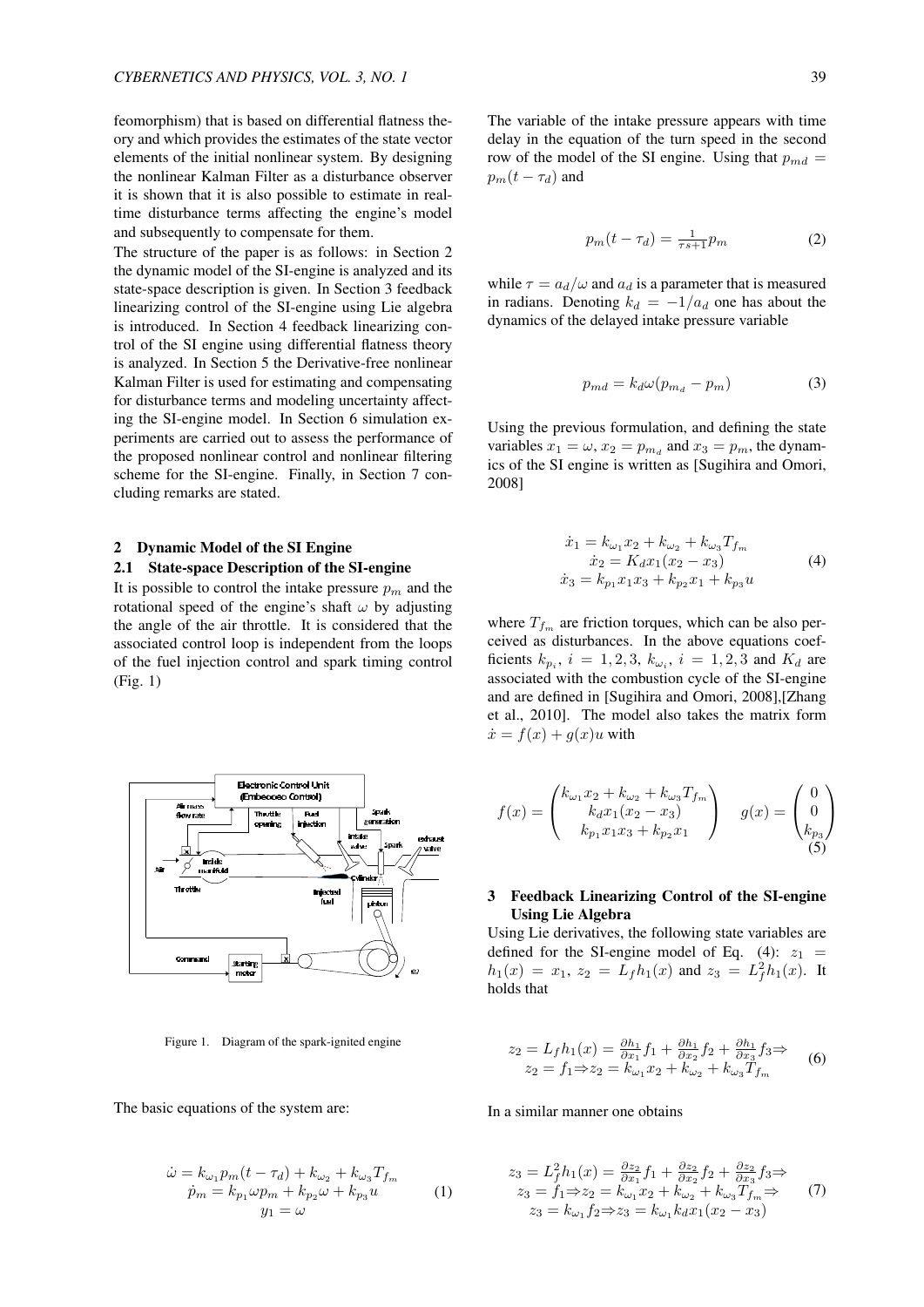feomorphism) that is based on differential flatness theory and which provides the estimates of the state vector elements of the initial nonlinear system. By designing the nonlinear Kalman Filter as a disturbance observer it is shown that it is also possible to estimate in real-time disturbance terms affecting the engine's model and subsequently to compensate for them.

The structure of the paper is as follows: in Section 2 the dynamic model of the SI-engine is analyzed and its state-space description is given. In Section 3 feedback linearizing control of the SI-engine using Lie algebra is introduced. In Section 4 feedback linearizing control of the SI engine using differential flatness theory is analyzed. In Section 5 the Derivative-free nonlinear Kalman Filter is used for estimating and compensating for disturbance terms and modeling uncertainty affecting the SI-engine model. In Section 6 simulation experiments are carried out to assess the performance of the proposed nonlinear control and nonlinear filtering scheme for the SI-engine. Finally, in Section 7 concluding remarks are stated.

## 2 Dynamic Model of the SI Engine

### 2.1 State-space Description of the SI-engine

It is possible to control the intake pressure $p_m$ and the rotational speed of the engine's shaft $\omega$ by adjusting the angle of the air throttle. It is considered that the associated control loop is independent from the loops of the fuel injection control and spark timing control (Fig. 1)

Figure 1. Diagram of the spark-ignited engine

The basic equations of the system are:

$$
\begin{array}{c}
\dot{\omega} = k_{\omega_1} p_m(t-\tau_d) + k_{\omega_2} + k_{\omega_3} T_{f_m} \\
\dot{p}_m = k_{p_1} \omega p_m + k_{p_2} \omega + k_{p_3} u \\
y_1 = \omega
\end{array} \tag{1}
$$

The variable of the intake pressure appears with time delay in the equation of the turn speed in the second row of the model of the SI engine. Using that $p_{md} = p_m(t-\tau_d)$ and

$$
p_m(t-\tau_d) = \frac{1}{\tau s + 1} p_m \tag{2}
$$

while $\tau = a_d/\omega$ and $a_d$ is a parameter that is measured in radians. Denoting $k_d = -1/a_d$ one has about the dynamics of the delayed intake pressure variable

$$
p_{md} = k_d \omega (p_{m_d} - p_m) \tag{3}
$$

Using the previous formulation, and defining the state variables $x_1 = \omega$, $x_2 = p_{m_d}$ and $x_3 = p_m$, the dynamics of the SI engine is written as [Sugihira and Omori, 2008]

$$
\begin{array}{c}
\dot{x}_1 = k_{\omega_1} x_2 + k_{\omega_2} + k_{\omega_3} T_{f_m} \\
\dot{x}_2 = K_d x_1 (x_2 - x_3) \\
\dot{x}_3 = k_{p_1} x_1 x_3 + k_{p_2} x_1 + k_{p_3} u
\end{array} \tag{4}
$$

where $T_{f_m}$ are friction torques, which can be also perceived as disturbances. In the above equations coefficients $k_{p_i},\ i = 1,2,3$, $k_{\omega_i},\ i = 1,2,3$ and $K_d$ are associated with the combustion cycle of the SI-engine and are defined in [Sugihira and Omori, 2008],[Zhang et al., 2010]. The model also takes the matrix form $\dot{x} = f(x) + g(x)u$ with

$$
f(x) = \begin{pmatrix} k_{\omega_1} x_2 + k_{\omega_2} + k_{\omega_3} T_{f_m} \\ k_d x_1 (x_2 - x_3) \\ k_{p_1} x_1 x_3 + k_{p_2} x_1 \end{pmatrix} \quad g(x) = \begin{pmatrix} 0 \\ 0 \\ k_{p_3} \end{pmatrix} \tag{5}
$$

## 3 Feedback Linearizing Control of the SI-engine Using Lie Algebra

Using Lie derivatives, the following state variables are defined for the SI-engine model of Eq. (4): $z_1 = h_1(x) = x_1$, $z_2 = L_f h_1(x)$ and $z_3 = L_f^2 h_1(x)$. It holds that

$$
\begin{array}{c}
z_2 = L_f h_1(x) = \frac{\partial h_1}{\partial x_1} f_1 + \frac{\partial h_1}{\partial x_2} f_2 + \frac{\partial h_1}{\partial x_3} f_3 \Rightarrow \\
z_2 = f_1 \Rightarrow z_2 = k_{\omega_1} x_2 + k_{\omega_2} + k_{\omega_3} T_{f_m}
\end{array} \tag{6}
$$

In a similar manner one obtains

$$
\begin{array}{c}
z_3 = L_f^2 h_1(x) = \frac{\partial z_2}{\partial x_1} f_1 + \frac{\partial z_2}{\partial x_2} f_2 + \frac{\partial z_2}{\partial x_3} f_3 \Rightarrow \\
z_3 = f_1 \Rightarrow z_2 = k_{\omega_1} x_2 + k_{\omega_2} + k_{\omega_3} T_{f_m} \Rightarrow \\
z_3 = k_{\omega_1} f_2 \Rightarrow z_3 = k_{\omega_1} k_d x_1 (x_2 - x_3)
\end{array} \tag{7}
$$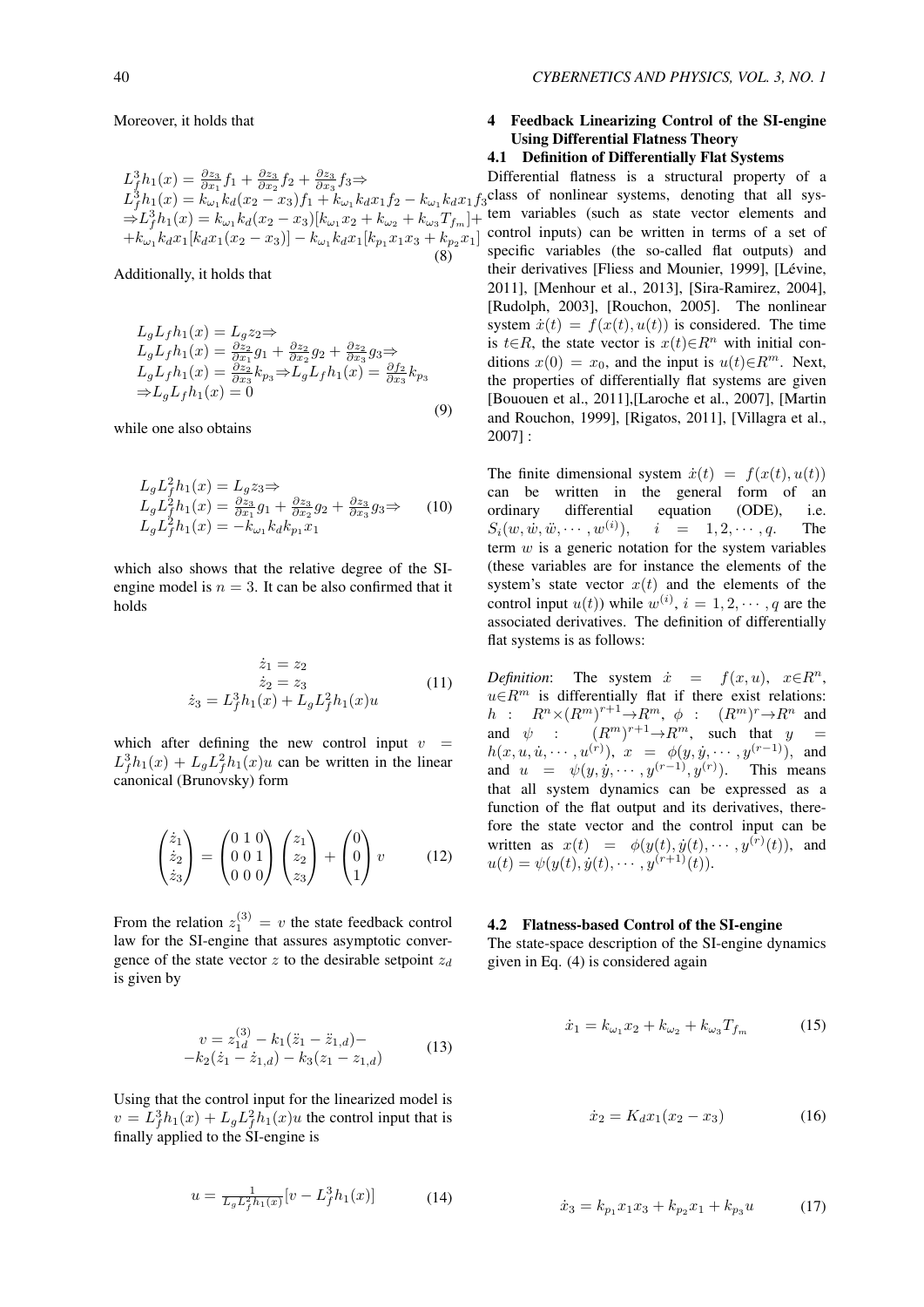Moreover, it holds that

$$
\begin{aligned}
&L_f^3 h_1(x) = \tfrac{\partial z_3}{\partial x_1} f_1 + \tfrac{\partial z_3}{\partial x_2} f_2 + \tfrac{\partial z_3}{\partial x_3} f_3 \Rightarrow \\
&L_f^3 h_1(x) = k_{\omega_1} k_d (x_2 - x_3) f_1 + k_{\omega_1} k_d x_1 f_2 - k_{\omega_1} k_d x_1 f_3 \\
&\Rightarrow L_f^3 h_1(x) = k_{\omega_1} k_d (x_2 - x_3)[k_{\omega_1} x_2 + k_{\omega_2} + k_{\omega_3} T_{f_m}] + \\
&+ k_{\omega_1} k_d x_1 [k_d x_1 (x_2 - x_3)] - k_{\omega_1} k_d x_1 [k_{p_1} x_1 x_3 + k_{p_2} x_1]
\end{aligned} \tag{8}
$$

Additionally, it holds that

$$
\begin{aligned}
&L_g L_f h_1(x) = L_g z_2 \Rightarrow \\
&L_g L_f h_1(x) = \tfrac{\partial z_2}{\partial x_1} g_1 + \tfrac{\partial z_2}{\partial x_2} g_2 + \tfrac{\partial z_2}{\partial x_3} g_3 \Rightarrow \\
&L_g L_f h_1(x) = \tfrac{\partial z_2}{\partial x_3} k_{p_3} \Rightarrow L_g L_f h_1(x) = \tfrac{\partial f_2}{\partial x_3} k_{p_3} \\
&\Rightarrow L_g L_f h_1(x) = 0
\end{aligned} \tag{9}
$$

while one also obtains

$$
\begin{aligned}
&L_g L_f^2 h_1(x) = L_g z_3 \Rightarrow \\
&L_g L_f^2 h_1(x) = \tfrac{\partial z_3}{\partial x_1} g_1 + \tfrac{\partial z_3}{\partial x_2} g_2 + \tfrac{\partial z_3}{\partial x_3} g_3 \Rightarrow \\
&L_g L_f^2 h_1(x) = -k_{\omega_1} k_d k_{p_1} x_1
\end{aligned} \tag{10}
$$

which also shows that the relative degree of the SI-engine model is $n = 3$. It can be also confirmed that it holds

$$
\begin{aligned}
\dot{z}_1 &= z_2 \\
\dot{z}_2 &= z_3 \\
\dot{z}_3 &= L_f^3 h_1(x) + L_g L_f^2 h_1(x) u
\end{aligned} \tag{11}
$$

which after defining the new control input $v = L_f^3 h_1(x) + L_g L_f^2 h_1(x) u$ can be written in the linear canonical (Brunovsky) form

$$
\begin{pmatrix} \dot{z}_1 \\ \dot{z}_2 \\ \dot{z}_3 \end{pmatrix} = \begin{pmatrix} 0 & 1 & 0 \\ 0 & 0 & 1 \\ 0 & 0 & 0 \end{pmatrix} \begin{pmatrix} z_1 \\ z_2 \\ z_3 \end{pmatrix} + \begin{pmatrix} 0 \\ 0 \\ 1 \end{pmatrix} v \tag{12}
$$

From the relation $z_1^{(3)} = v$ the state feedback control law for the SI-engine that assures asymptotic convergence of the state vector $z$ to the desirable setpoint $z_d$ is given by

$$
\begin{aligned}
v = z_{1d}^{(3)} - k_1(\ddot{z}_1 - \ddot{z}_{1,d}) - \\
- k_2(\dot{z}_1 - \dot{z}_{1,d}) - k_3(z_1 - z_{1,d})
\end{aligned} \tag{13}
$$

Using that the control input for the linearized model is $v = L_f^3 h_1(x) + L_g L_f^2 h_1(x) u$ the control input that is finally applied to the SI-engine is

$$
u = \tfrac{1}{L_g L_f^2 h_1(x)} [v - L_f^3 h_1(x)] \tag{14}
$$

## 4 Feedback Linearizing Control of the SI-engine Using Differential Flatness Theory

### 4.1 Definition of Differentially Flat Systems

Differential flatness is a structural property of a class of nonlinear systems, denoting that all system variables (such as state vector elements and control inputs) can be written in terms of a set of specific variables (the so-called flat outputs) and their derivatives [Fliess and Mounier, 1999], [Lévine, 2011], [Menhour et al., 2013], [Sira-Ramirez, 2004], [Rudolph, 2003], [Rouchon, 2005]. The nonlinear system $\dot{x}(t) = f(x(t), u(t))$ is considered. The time is $t \in R$, the state vector is $x(t) \in R^n$ with initial conditions $x(0) = x_0$, and the input is $u(t) \in R^m$. Next, the properties of differentially flat systems are given [Bououden et al., 2011],[Laroche et al., 2007], [Martin and Rouchon, 1999], [Rigatos, 2011], [Villagra et al., 2007] :

The finite dimensional system $\dot{x}(t) = f(x(t), u(t))$ can be written in the general form of an ordinary differential equation (ODE), i.e. $S_i(w, \dot{w}, \ddot{w}, \cdots, w^{(i)})$, $i = 1, 2, \cdots, q$. The term $w$ is a generic notation for the system variables (these variables are for instance the elements of the system's state vector $x(t)$ and the elements of the control input $u(t)$) while $w^{(i)}$, $i = 1, 2, \cdots, q$ are the associated derivatives. The definition of differentially flat systems is as follows:

*Definition*: The system $\dot{x} = f(x, u)$, $x \in R^n$, $u \in R^m$ is differentially flat if there exist relations: $h : R^n \times (R^m)^{r+1} \to R^m$, $\phi : (R^m)^r \to R^n$ and $\psi : (R^m)^{r+1} \to R^m$, such that $y = h(x, u, \dot{u}, \cdots, u^{(r)})$, $x = \phi(y, \dot{y}, \cdots, y^{(r-1)})$, and and $u = \psi(y, \dot{y}, \cdots, y^{(r-1)}, y^{(r)})$. This means that all system dynamics can be expressed as a function of the flat output and its derivatives, therefore the state vector and the control input can be written as $x(t) = \phi(y(t), \dot{y}(t), \cdots, y^{(r)}(t))$, and $u(t) = \psi(y(t), \dot{y}(t), \cdots, y^{(r+1)}(t))$.

### 4.2 Flatness-based Control of the SI-engine

The state-space description of the SI-engine dynamics given in Eq. (4) is considered again

$$
\dot{x}_1 = k_{\omega_1} x_2 + k_{\omega_2} + k_{\omega_3} T_{f_m} \tag{15}
$$

$$
\dot{x}_2 = K_d x_1 (x_2 - x_3) \tag{16}
$$

$$
\dot{x}_3 = k_{p_1} x_1 x_3 + k_{p_2} x_1 + k_{p_3} u \tag{17}
$$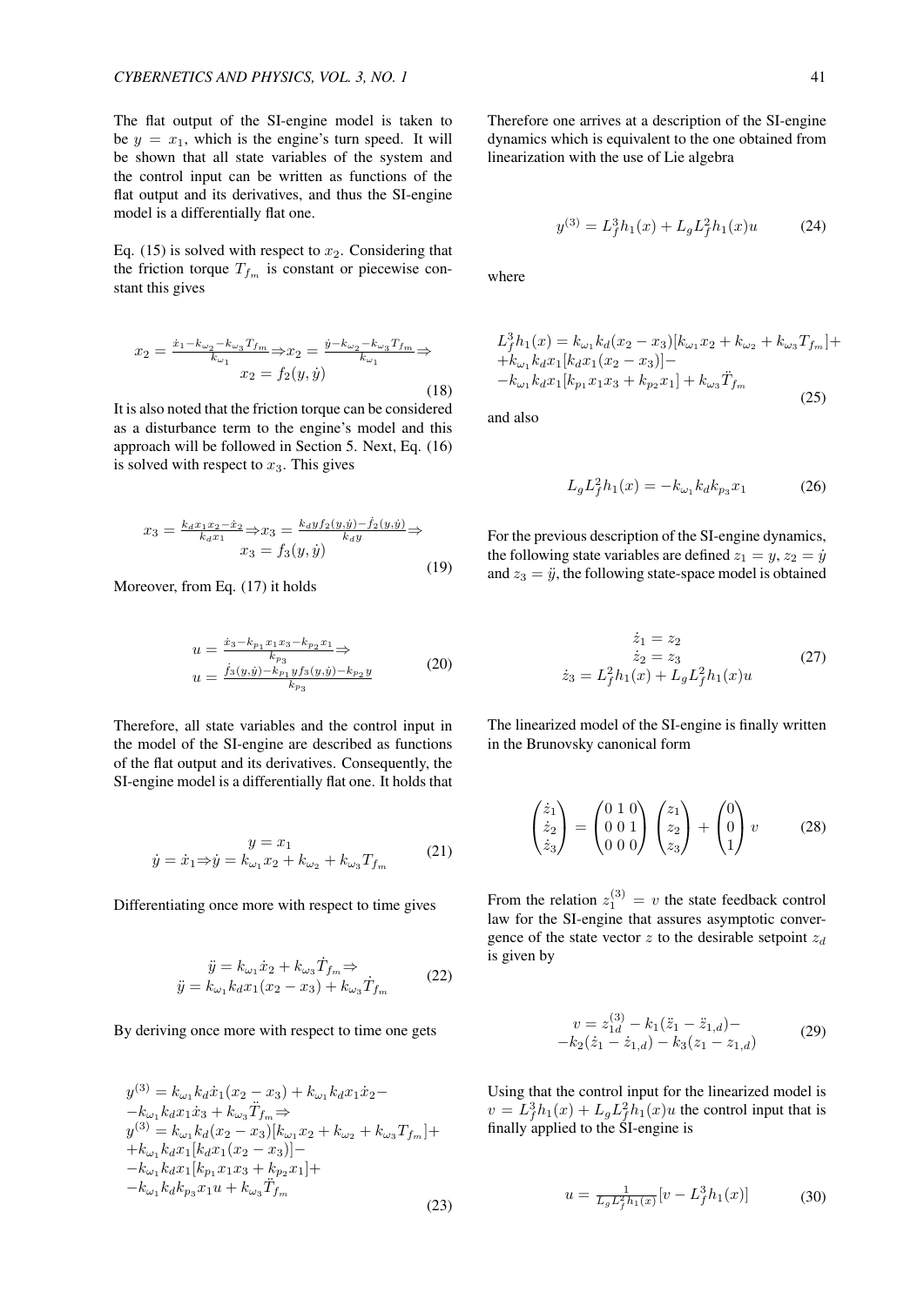The flat output of the SI-engine model is taken to be $y = x_1$, which is the engine's turn speed. It will be shown that all state variables of the system and the control input can be written as functions of the flat output and its derivatives, and thus the SI-engine model is a differentially flat one.

Eq. (15) is solved with respect to $x_2$. Considering that the friction torque $T_{f_m}$ is constant or piecewise constant this gives

$$
\begin{array}{c}
x_2 = \frac{\dot{x}_1 - k_{\omega_2} - k_{\omega_3} T_{f_m}}{k_{\omega_1}} \Rightarrow x_2 = \frac{\dot{y} - k_{\omega_2} - k_{\omega_3} T_{f_m}}{k_{\omega_1}} \Rightarrow \\
x_2 = f_2(y, \dot{y})
\end{array}
\tag{18}
$$

It is also noted that the friction torque can be considered as a disturbance term to the engine's model and this approach will be followed in Section 5. Next, Eq. (16) is solved with respect to $x_3$. This gives

$$
\begin{array}{c}
x_3 = \frac{k_d x_1 x_2 - \dot{x}_2}{k_d x_1} \Rightarrow x_3 = \frac{k_d y f_2(y, \dot{y}) - \dot{f}_2(y, \dot{y})}{k_d y} \Rightarrow \\
x_3 = f_3(y, \dot{y})
\end{array}
\tag{19}
$$

Moreover, from Eq. (17) it holds

$$
\begin{array}{c}
u = \frac{\dot{x}_3 - k_{p_1} x_1 x_3 - k_{p_2} x_1}{k_{p_3}} \Rightarrow \\
u = \frac{\dot{f}_3(y, \dot{y}) - k_{p_1} y f_3(y, \dot{y}) - k_{p_2} y}{k_{p_3}}
\end{array}
\tag{20}
$$

Therefore, all state variables and the control input in the model of the SI-engine are described as functions of the flat output and its derivatives. Consequently, the SI-engine model is a differentially flat one. It holds that

$$
\begin{array}{c}
y = x_1 \\
\dot{y} = \dot{x}_1 \Rightarrow \dot{y} = k_{\omega_1} x_2 + k_{\omega_2} + k_{\omega_3} T_{f_m}
\end{array}
\tag{21}
$$

Differentiating once more with respect to time gives

$$
\begin{array}{c}
\ddot{y} = k_{\omega_1} \dot{x}_2 + k_{\omega_3} \dot{T}_{f_m} \Rightarrow \\
\ddot{y} = k_{\omega_1} k_d x_1 (x_2 - x_3) + k_{\omega_3} \dot{T}_{f_m}
\end{array}
\tag{22}
$$

By deriving once more with respect to time one gets

$$
\begin{array}{l}
y^{(3)} = k_{\omega_1} k_d \dot{x}_1 (x_2 - x_3) + k_{\omega_1} k_d x_1 \dot{x}_2 - \\
-k_{\omega_1} k_d x_1 \dot{x}_3 + k_{\omega_3} \ddot{T}_{f_m} \Rightarrow \\
y^{(3)} = k_{\omega_1} k_d (x_2 - x_3)[k_{\omega_1} x_2 + k_{\omega_2} + k_{\omega_3} T_{f_m}] + \\
+k_{\omega_1} k_d x_1 [k_d x_1 (x_2 - x_3)] - \\
-k_{\omega_1} k_d x_1 [k_{p_1} x_1 x_3 + k_{p_2} x_1] + \\
-k_{\omega_1} k_d k_{p_3} x_1 u + k_{\omega_3} \ddot{T}_{f_m}
\end{array}
\tag{23}
$$

Therefore one arrives at a description of the SI-engine dynamics which is equivalent to the one obtained from linearization with the use of Lie algebra

$$
y^{(3)} = L_f^3 h_1(x) + L_g L_f^2 h_1(x) u \tag{24}
$$

where

$$
\begin{array}{l}
L_f^3 h_1(x) = k_{\omega_1} k_d (x_2 - x_3)[k_{\omega_1} x_2 + k_{\omega_2} + k_{\omega_3} T_{f_m}] + \\
+k_{\omega_1} k_d x_1 [k_d x_1 (x_2 - x_3)] - \\
-k_{\omega_1} k_d x_1 [k_{p_1} x_1 x_3 + k_{p_2} x_1] + k_{\omega_3} \ddot{T}_{f_m}
\end{array}
\tag{25}
$$

and also

$$
L_g L_f^2 h_1(x) = -k_{\omega_1} k_d k_{p_3} x_1 \tag{26}
$$

For the previous description of the SI-engine dynamics, the following state variables are defined $z_1 = y$, $z_2 = \dot{y}$ and $z_3 = \ddot{y}$, the following state-space model is obtained

$$
\begin{array}{c}
\dot{z}_1 = z_2 \\
\dot{z}_2 = z_3 \\
\dot{z}_3 = L_f^2 h_1(x) + L_g L_f^2 h_1(x) u
\end{array}
\tag{27}
$$

The linearized model of the SI-engine is finally written in the Brunovsky canonical form

$$
\begin{pmatrix} \dot{z}_1 \\ \dot{z}_2 \\ \dot{z}_3 \end{pmatrix} = \begin{pmatrix} 0 & 1 & 0 \\ 0 & 0 & 1 \\ 0 & 0 & 0 \end{pmatrix} \begin{pmatrix} z_1 \\ z_2 \\ z_3 \end{pmatrix} + \begin{pmatrix} 0 \\ 0 \\ 1 \end{pmatrix} v \tag{28}
$$

From the relation $z_1^{(3)} = v$ the state feedback control law for the SI-engine that assures asymptotic convergence of the state vector $z$ to the desirable setpoint $z_d$ is given by

$$
\begin{array}{c}
v = z_{1d}^{(3)} - k_1 (\ddot{z}_1 - \ddot{z}_{1,d}) - \\
-k_2 (\dot{z}_1 - \dot{z}_{1,d}) - k_3 (z_1 - z_{1,d})
\end{array}
\tag{29}
$$

Using that the control input for the linearized model is $v = L_f^3 h_1(x) + L_g L_f^2 h_1(x) u$ the control input that is finally applied to the SI-engine is

$$
u = \frac{1}{L_g L_f^2 h_1(x)} [v - L_f^3 h_1(x)] \tag{30}
$$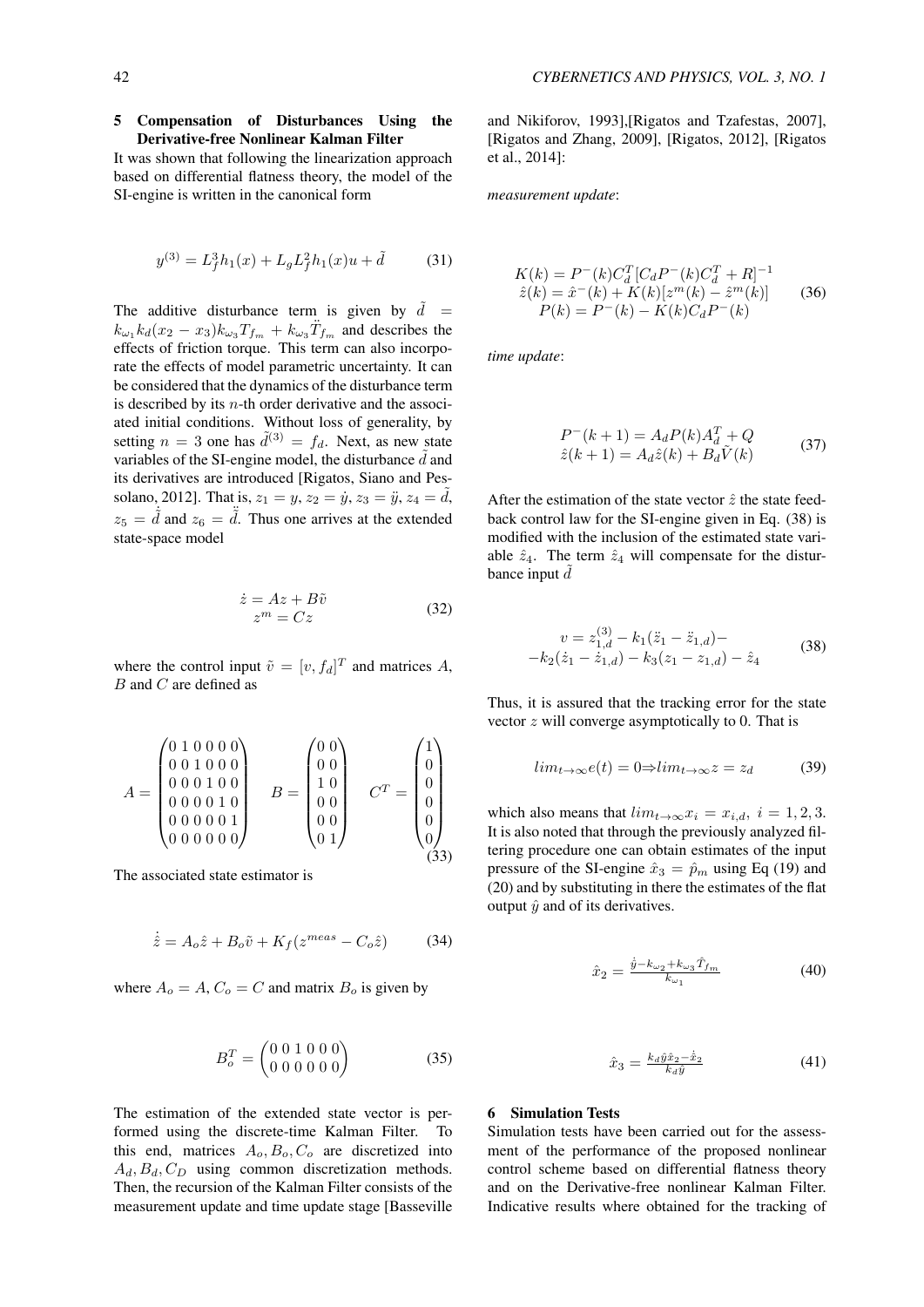## 5 Compensation of Disturbances Using the Derivative-free Nonlinear Kalman Filter

It was shown that following the linearization approach based on differential flatness theory, the model of the SI-engine is written in the canonical form

$$y^{(3)} = L_f^3 h_1(x) + L_g L_f^2 h_1(x) u + \tilde{d} \tag{31}$$

The additive disturbance term is given by $\tilde{d} = k_{\omega_1} k_d (x_2 - x_3) k_{\omega_3} T_{f_m} + k_{\omega_3} \ddot{T}_{f_m}$ and describes the effects of friction torque. This term can also incorporate the effects of model parametric uncertainty. It can be considered that the dynamics of the disturbance term is described by its $n$-th order derivative and the associated initial conditions. Without loss of generality, by setting $n = 3$ one has $\tilde{d}^{(3)} = f_d$. Next, as new state variables of the SI-engine model, the disturbance $\tilde{d}$ and its derivatives are introduced [Rigatos, Siano and Pessolano, 2012]. That is, $z_1 = y$, $z_2 = \dot{y}$, $z_3 = \ddot{y}$, $z_4 = \tilde{d}$, $z_5 = \dot{\tilde{d}}$ and $z_6 = \ddot{\tilde{d}}$. Thus one arrives at the extended state-space model

$$\begin{array}{c} \dot{z} = Az + B\tilde{v} \\ z^m = Cz \end{array} \tag{32}$$

where the control input $\tilde{v} = [v, f_d]^T$ and matrices $A$, $B$ and $C$ are defined as

$$A = \begin{pmatrix} 0 & 1 & 0 & 0 & 0 & 0 \\ 0 & 0 & 1 & 0 & 0 & 0 \\ 0 & 0 & 0 & 1 & 0 & 0 \\ 0 & 0 & 0 & 0 & 1 & 0 \\ 0 & 0 & 0 & 0 & 0 & 1 \\ 0 & 0 & 0 & 0 & 0 & 0 \end{pmatrix} \quad B = \begin{pmatrix} 0 & 0 \\ 0 & 0 \\ 1 & 0 \\ 0 & 0 \\ 0 & 0 \\ 0 & 1 \end{pmatrix} \quad C^T = \begin{pmatrix} 1 \\ 0 \\ 0 \\ 0 \\ 0 \\ 0 \end{pmatrix} \tag{33}$$

The associated state estimator is

$$\dot{\hat{z}} = A_o \hat{z} + B_o \tilde{v} + K_f (z^{meas} - C_o \hat{z}) \tag{34}$$

where $A_o = A$, $C_o = C$ and matrix $B_o$ is given by

$$B_o^T = \begin{pmatrix} 0 & 0 & 1 & 0 & 0 & 0 \\ 0 & 0 & 0 & 0 & 0 & 0 \end{pmatrix} \tag{35}$$

The estimation of the extended state vector is performed using the discrete-time Kalman Filter. To this end, matrices $A_o, B_o, C_o$ are discretized into $A_d, B_d, C_D$ using common discretization methods. Then, the recursion of the Kalman Filter consists of the measurement update and time update stage [Basseville and Nikiforov, 1993],[Rigatos and Tzafestas, 2007], [Rigatos and Zhang, 2009], [Rigatos, 2012], [Rigatos et al., 2014]:

*measurement update*:

$$\begin{array}{c} K(k) = P^-(k) C_d^T [C_d P^-(k) C_d^T + R]^{-1} \\ \hat{z}(k) = \hat{x}^-(k) + K(k)[z^m(k) - \hat{z}^m(k)] \\ P(k) = P^-(k) - K(k) C_d P^-(k) \end{array} \tag{36}$$

*time update*:

$$\begin{array}{c} P^-(k+1) = A_d P(k) A_d^T + Q \\ \hat{z}(k+1) = A_d \hat{z}(k) + B_d \tilde{V}(k) \end{array} \tag{37}$$

After the estimation of the state vector $\hat{z}$ the state feedback control law for the SI-engine given in Eq. (38) is modified with the inclusion of the estimated state variable $\hat{z}_4$. The term $\hat{z}_4$ will compensate for the disturbance input $\tilde{d}$

$$\begin{array}{c} v = z_{1,d}^{(3)} - k_1(\ddot{z}_1 - \ddot{z}_{1,d}) - \\ -k_2(\dot{z}_1 - \dot{z}_{1,d}) - k_3(z_1 - z_{1,d}) - \hat{z}_4 \end{array} \tag{38}$$

Thus, it is assured that the tracking error for the state vector $z$ will converge asymptotically to 0. That is

$$lim_{t\to\infty} e(t) = 0 \Rightarrow lim_{t\to\infty} z = z_d \tag{39}$$

which also means that $lim_{t\to\infty} x_i = x_{i,d},\ i = 1, 2, 3$. It is also noted that through the previously analyzed filtering procedure one can obtain estimates of the input pressure of the SI-engine $\hat{x}_3 = \hat{p}_m$ using Eq (19) and (20) and by substituting in there the estimates of the flat output $\hat{y}$ and of its derivatives.

$$\hat{x}_2 = \frac{\dot{\hat{y}} - k_{\omega_2} + k_{\omega_3} \hat{T}_{f_m}}{k_{\omega_1}} \tag{40}$$

$$\hat{x}_3 = \frac{k_d \hat{y} \hat{x}_2 - \dot{\hat{x}}_2}{k_d \hat{y}} \tag{41}$$

## 6 Simulation Tests

Simulation tests have been carried out for the assessment of the performance of the proposed nonlinear control scheme based on differential flatness theory and on the Derivative-free nonlinear Kalman Filter. Indicative results where obtained for the tracking of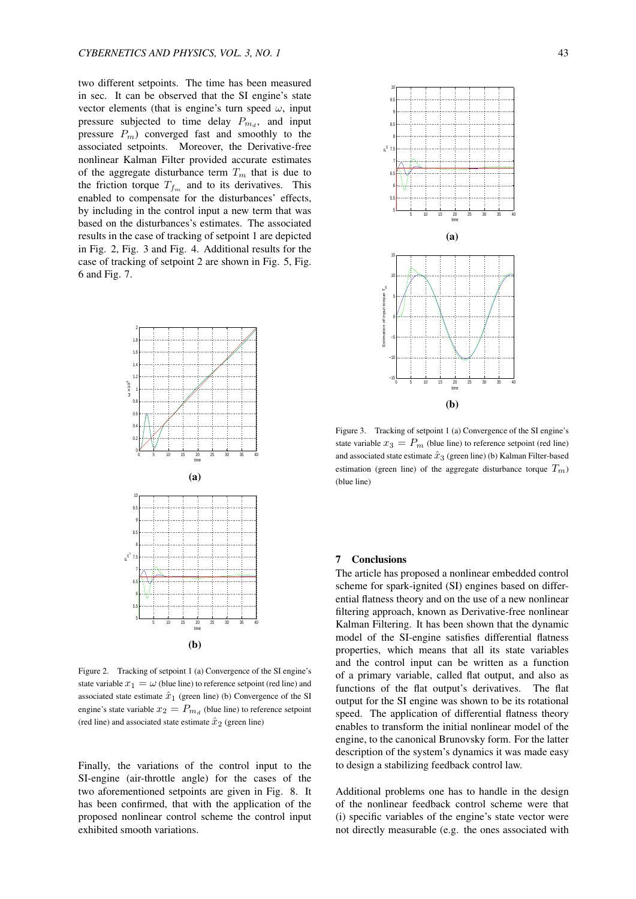two different setpoints. The time has been measured in sec. It can be observed that the SI engine's state vector elements (that is engine's turn speed $\omega$, input pressure subjected to time delay $P_{m_d}$, and input pressure $P_m$) converged fast and smoothly to the associated setpoints. Moreover, the Derivative-free nonlinear Kalman Filter provided accurate estimates of the aggregate disturbance term $T_m$ that is due to the friction torque $T_{f_m}$ and to its derivatives. This enabled to compensate for the disturbances' effects, by including in the control input a new term that was based on the disturbances's estimates. The associated results in the case of tracking of setpoint 1 are depicted in Fig. 2, Fig. 3 and Fig. 4. Additional results for the case of tracking of setpoint 2 are shown in Fig. 5, Fig. 6 and Fig. 7.

Figure 2. Tracking of setpoint 1 (a) Convergence of the SI engine's state variable $x_1 = \omega$ (blue line) to reference setpoint (red line) and associated state estimate $\hat{x}_1$ (green line) (b) Convergence of the SI engine's state variable $x_2 = P_{m_d}$ (blue line) to reference setpoint (red line) and associated state estimate $\hat{x}_2$ (green line)

Finally, the variations of the control input to the SI-engine (air-throttle angle) for the cases of the two aforementioned setpoints are given in Fig. 8. It has been confirmed, that with the application of the proposed nonlinear control scheme the control input exhibited smooth variations.

Figure 3. Tracking of setpoint 1 (a) Convergence of the SI engine's state variable $x_3 = P_m$ (blue line) to reference setpoint (red line) and associated state estimate $\hat{x}_3$ (green line) (b) Kalman Filter-based estimation (green line) of the aggregate disturbance torque $T_m$) (blue line)

## 7 Conclusions

The article has proposed a nonlinear embedded control scheme for spark-ignited (SI) engines based on differential flatness theory and on the use of a new nonlinear filtering approach, known as Derivative-free nonlinear Kalman Filtering. It has been shown that the dynamic model of the SI-engine satisfies differential flatness properties, which means that all its state variables and the control input can be written as a function of a primary variable, called flat output, and also as functions of the flat output's derivatives. The flat output for the SI engine was shown to be its rotational speed. The application of differential flatness theory enables to transform the initial nonlinear model of the engine, to the canonical Brunovsky form. For the latter description of the system's dynamics it was made easy to design a stabilizing feedback control law.

Additional problems one has to handle in the design of the nonlinear feedback control scheme were that (i) specific variables of the engine's state vector were not directly measurable (e.g. the ones associated with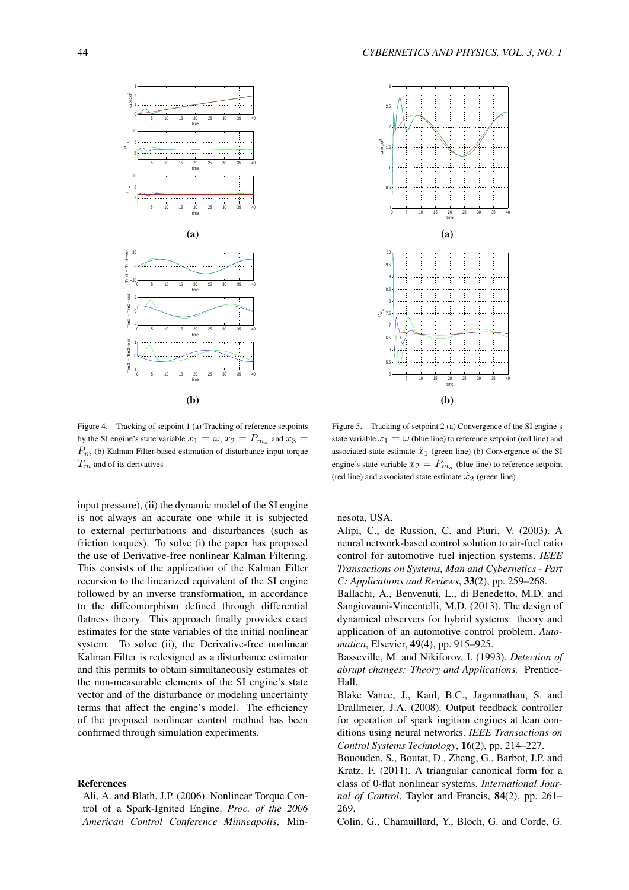(a)

(b)

Figure 4. Tracking of setpoint 1 (a) Tracking of reference setpoints by the SI engine's state variable $x_1 = \omega$, $x_2 = P_{m_d}$ and $x_3 = P_m$ (b) Kalman Filter-based estimation of disturbance input torque $T_m$ and of its derivatives

(a)

(b)

Figure 5. Tracking of setpoint 2 (a) Convergence of the SI engine's state variable $x_1 = \omega$ (blue line) to reference setpoint (red line) and associated state estimate $\hat{x}_1$ (green line) (b) Convergence of the SI engine's state variable $x_2 = P_{m_d}$ (blue line) to reference setpoint (red line) and associated state estimate $\hat{x}_2$ (green line)

input pressure), (ii) the dynamic model of the SI engine is not always an accurate one while it is subjected to external perturbations and disturbances (such as friction torques). To solve (i) the paper has proposed the use of Derivative-free nonlinear Kalman Filtering. This consists of the application of the Kalman Filter recursion to the linearized equivalent of the SI engine followed by an inverse transformation, in accordance to the diffeomorphism defined through differential flatness theory. This approach finally provides exact estimates for the state variables of the initial nonlinear system. To solve (ii), the Derivative-free nonlinear Kalman Filter is redesigned as a disturbance estimator and this permits to obtain simultaneously estimates of the non-measurable elements of the SI engine's state vector and of the disturbance or modeling uncertainty terms that affect the engine's model. The efficiency of the proposed nonlinear control method has been confirmed through simulation experiments.

## References

Ali, A. and Blath, J.P. (2006). Nonlinear Torque Control of a Spark-Ignited Engine. *Proc. of the 2006 American Control Conference Minneapolis*, Minnesota, USA.

Alipi, C., de Russion, C. and Piuri, V. (2003). A neural network-based control solution to air-fuel ratio control for automotive fuel injection systems. *IEEE Transactions on Systems, Man and Cybernetics - Part C: Applications and Reviews*, **33**(2), pp. 259–268.

Ballachi, A., Benvenuti, L., di Benedetto, M.D. and Sangiovanni-Vincentelli, M.D. (2013). The design of dynamical observers for hybrid systems: theory and application of an automotive control problem. *Automatica*, Elsevier, **49**(4), pp. 915–925.

Basseville, M. and Nikiforov, I. (1993). *Detection of abrupt changes: Theory and Applications.* Prentice-Hall.

Blake Vance, J., Kaul, B.C., Jagannathan, S. and Drallmeier, J.A. (2008). Output feedback controller for operation of spark ingition engines at lean conditions using neural networks. *IEEE Transactions on Control Systems Technology*, **16**(2), pp. 214–227.

Bououden, S., Boutat, D., Zheng, G., Barbot, J.P. and Kratz, F. (2011). A triangular canonical form for a class of 0-flat nonlinear systems. *International Journal of Control*, Taylor and Francis, **84**(2), pp. 261–269.

Colin, G., Chamuillard, Y., Bloch, G. and Corde, G.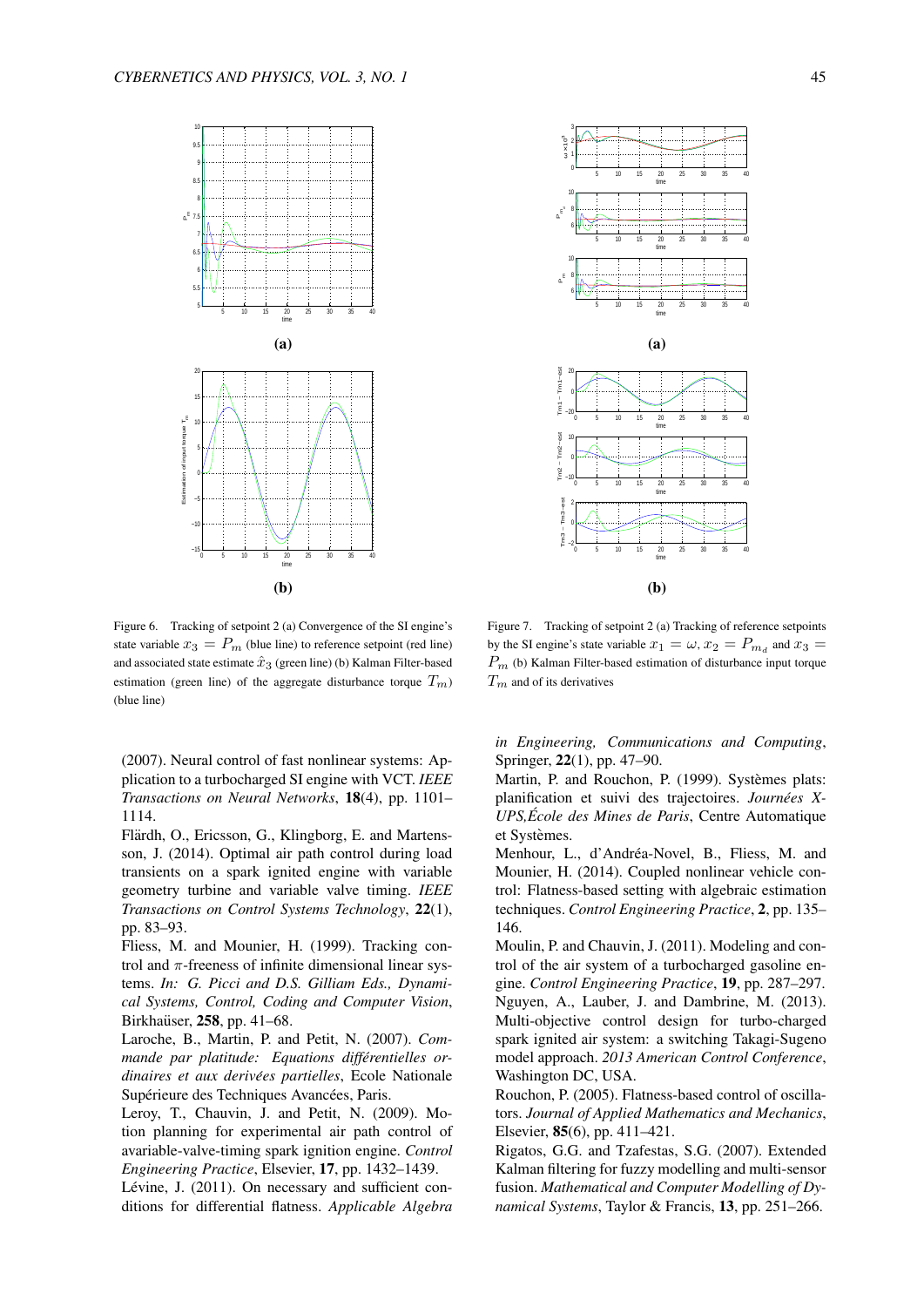(a)

(b)

Figure 6. Tracking of setpoint 2 (a) Convergence of the SI engine's state variable $x_3 = P_m$ (blue line) to reference setpoint (red line) and associated state estimate $\hat{x}_3$ (green line) (b) Kalman Filter-based estimation (green line) of the aggregate disturbance torque ($T_m$) (blue line)

(a)

(b)

Figure 7. Tracking of setpoint 2 (a) Tracking of reference setpoints by the SI engine's state variable $x_1 = \omega, x_2 = P_{m_d}$ and $x_3 = P_m$ (b) Kalman Filter-based estimation of disturbance input torque $T_m$ and of its derivatives

(2007). Neural control of fast nonlinear systems: Application to a turbocharged SI engine with VCT. *IEEE Transactions on Neural Networks*, **18**(4), pp. 1101–1114.

Flärdh, O., Ericsson, G., Klingborg, E. and Martensson, J. (2014). Optimal air path control during load transients on a spark ignited engine with variable geometry turbine and variable valve timing. *IEEE Transactions on Control Systems Technology*, **22**(1), pp. 83–93.

Fliess, M. and Mounier, H. (1999). Tracking control and $\pi$-freeness of infinite dimensional linear systems. *In: G. Picci and D.S. Gilliam Eds., Dynamical Systems, Control, Coding and Computer Vision*, Birkhaüser, **258**, pp. 41–68.

Laroche, B., Martin, P. and Petit, N. (2007). *Commande par platitude: Equations différentielles ordinaires et aux derivées partielles*, Ecole Nationale Supérieure des Techniques Avancées, Paris.

Leroy, T., Chauvin, J. and Petit, N. (2009). Motion planning for experimental air path control of avariable-valve-timing spark ignition engine. *Control Engineering Practice*, Elsevier, **17**, pp. 1432–1439.

Lévine, J. (2011). On necessary and sufficient conditions for differential flatness. *Applicable Algebra in Engineering, Communications and Computing*, Springer, **22**(1), pp. 47–90.

Martin, P. and Rouchon, P. (1999). Systèmes plats: planification et suivi des trajectoires. *Journées X-UPS,École des Mines de Paris*, Centre Automatique et Systèmes.

Menhour, L., d'Andréa-Novel, B., Fliess, M. and Mounier, H. (2014). Coupled nonlinear vehicle control: Flatness-based setting with algebraic estimation techniques. *Control Engineering Practice*, **2**, pp. 135–146.

Moulin, P. and Chauvin, J. (2011). Modeling and control of the air system of a turbocharged gasoline engine. *Control Engineering Practice*, **19**, pp. 287–297.

Nguyen, A., Lauber, J. and Dambrine, M. (2013). Multi-objective control design for turbo-charged spark ignited air system: a switching Takagi-Sugeno model approach. *2013 American Control Conference*, Washington DC, USA.

Rouchon, P. (2005). Flatness-based control of oscillators. *Journal of Applied Mathematics and Mechanics*, Elsevier, **85**(6), pp. 411–421.

Rigatos, G.G. and Tzafestas, S.G. (2007). Extended Kalman filtering for fuzzy modelling and multi-sensor fusion. *Mathematical and Computer Modelling of Dynamical Systems*, Taylor & Francis, **13**, pp. 251–266.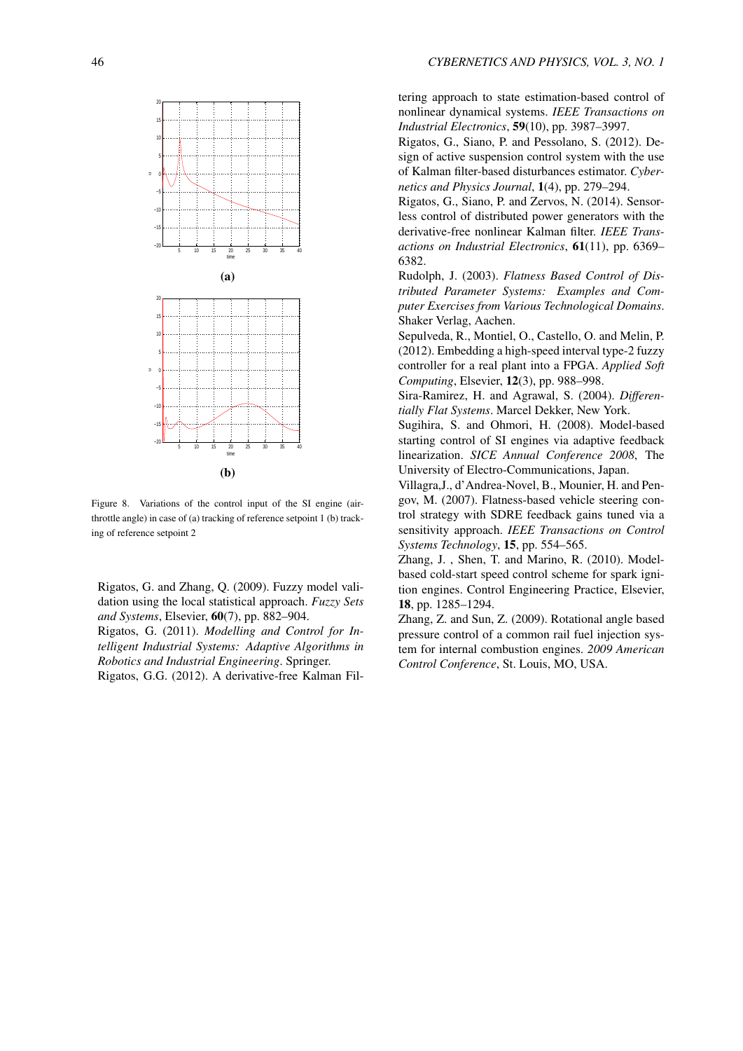20
15
10
5
u 0
-5
-10
-15
-20
5 10 15 20 25 30 35 40
time

**(a)**

20
15
10
5
u 0
-5
-10
-15
-20
5 10 15 20 25 30 35 40
time

**(b)**

Figure 8. Variations of the control input of the SI engine (air-throttle angle) in case of (a) tracking of reference setpoint 1 (b) tracking of reference setpoint 2

Rigatos, G. and Zhang, Q. (2009). Fuzzy model validation using the local statistical approach. *Fuzzy Sets and Systems*, Elsevier, **60**(7), pp. 882–904.

Rigatos, G. (2011). *Modelling and Control for Intelligent Industrial Systems: Adaptive Algorithms in Robotics and Industrial Engineering*. Springer.

Rigatos, G.G. (2012). A derivative-free Kalman Filtering approach to state estimation-based control of nonlinear dynamical systems. *IEEE Transactions on Industrial Electronics*, **59**(10), pp. 3987–3997.

Rigatos, G., Siano, P. and Pessolano, S. (2012). Design of active suspension control system with the use of Kalman filter-based disturbances estimator. *Cybernetics and Physics Journal*, **1**(4), pp. 279–294.

Rigatos, G., Siano, P. and Zervos, N. (2014). Sensorless control of distributed power generators with the derivative-free nonlinear Kalman filter. *IEEE Transactions on Industrial Electronics*, **61**(11), pp. 6369–6382.

Rudolph, J. (2003). *Flatness Based Control of Distributed Parameter Systems: Examples and Computer Exercises from Various Technological Domains*. Shaker Verlag, Aachen.

Sepulveda, R., Montiel, O., Castello, O. and Melin, P. (2012). Embedding a high-speed interval type-2 fuzzy controller for a real plant into a FPGA. *Applied Soft Computing*, Elsevier, **12**(3), pp. 988–998.

Sira-Ramirez, H. and Agrawal, S. (2004). *Differentially Flat Systems*. Marcel Dekker, New York.

Sugihira, S. and Ohmori, H. (2008). Model-based starting control of SI engines via adaptive feedback linearization. *SICE Annual Conference 2008*, The University of Electro-Communications, Japan.

Villagra,J., d'Andrea-Novel, B., Mounier, H. and Pengov, M. (2007). Flatness-based vehicle steering control strategy with SDRE feedback gains tuned via a sensitivity approach. *IEEE Transactions on Control Systems Technology*, **15**, pp. 554–565.

Zhang, J. , Shen, T. and Marino, R. (2010). Model-based cold-start speed control scheme for spark ignition engines. Control Engineering Practice, Elsevier, **18**, pp. 1285–1294.

Zhang, Z. and Sun, Z. (2009). Rotational angle based pressure control of a common rail fuel injection system for internal combustion engines. *2009 American Control Conference*, St. Louis, MO, USA.